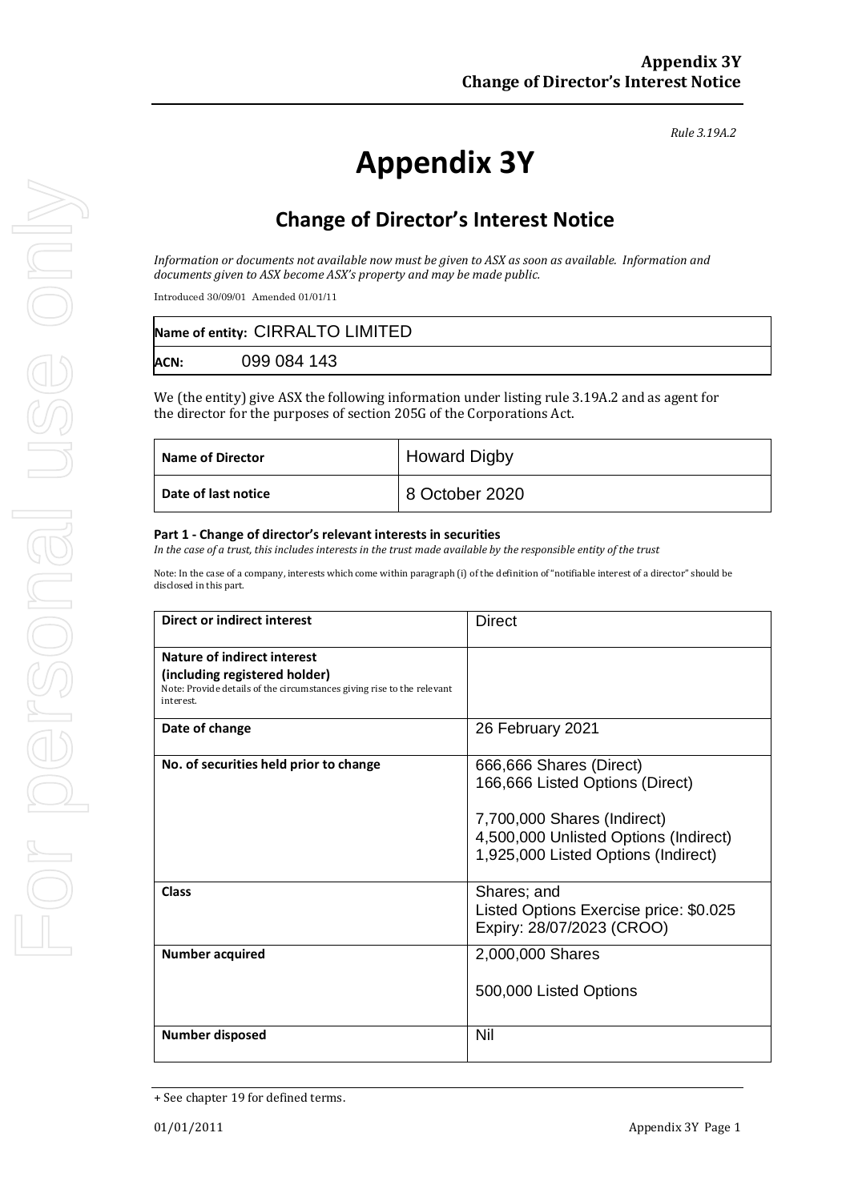Rule 3.19A.2

# Appendix 3Y

## Change of Director's Interest Notice

*Information or documents not available now must be given to ASX as soon as available. Information and documents given to ASX become ASX's property and may be made public.*

Introduced 30/09/01 Amended 01/01/11

| **Name of entity:** CIRRALTO LIMITED |
|---|
| **ACN:** 099 084 143 |

We (the entity) give ASX the following information under listing rule 3.19A.2 and as agent for the director for the purposes of section 205G of the Corporations Act.

| **Name of Director** | Howard Digby |
|---|---|
| **Date of last notice** | 8 October 2020 |

**Part 1 - Change of director's relevant interests in securities**

*In the case of a trust, this includes interests in the trust made available by the responsible entity of the trust*

Note: In the case of a company, interests which come within paragraph (i) of the definition of "notifiable interest of a director" should be disclosed in this part.

| **Direct or indirect interest** | Direct |
|---|---|
| **Nature of indirect interest (including registered holder)**<br>Note: Provide details of the circumstances giving rise to the relevant interest. | |
| **Date of change** | 26 February 2021 |
| **No. of securities held prior to change** | 666,666 Shares (Direct)<br>166,666 Listed Options (Direct)<br><br>7,700,000 Shares (Indirect)<br>4,500,000 Unlisted Options (Indirect)<br>1,925,000 Listed Options (Indirect) |
| **Class** | Shares; and<br>Listed Options Exercise price: $0.025<br>Expiry: 28/07/2023 (CROO) |
| **Number acquired** | 2,000,000 Shares<br><br>500,000 Listed Options |
| **Number disposed** | Nil |

+ See chapter 19 for defined terms.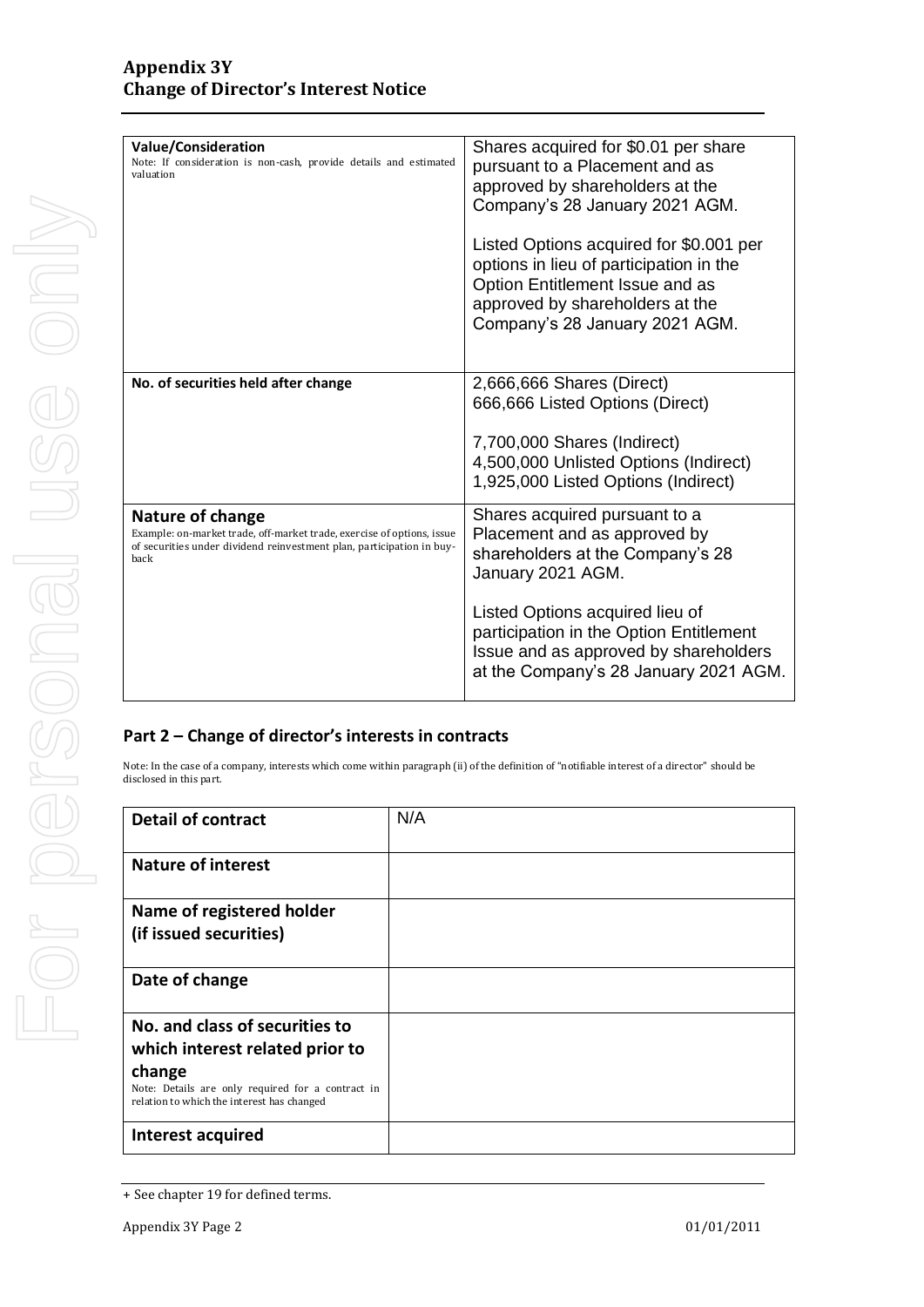| **Value/Consideration**<br>Note: If consideration is non-cash, provide details and estimated valuation | Shares acquired for $0.01 per share pursuant to a Placement and as approved by shareholders at the Company's 28 January 2021 AGM.<br><br>Listed Options acquired for $0.001 per options in lieu of participation in the Option Entitlement Issue and as approved by shareholders at the Company's 28 January 2021 AGM. |
|---|---|
| **No. of securities held after change** | 2,666,666 Shares (Direct)<br>666,666 Listed Options (Direct)<br><br>7,700,000 Shares (Indirect)<br>4,500,000 Unlisted Options (Indirect)<br>1,925,000 Listed Options (Indirect) |
| **Nature of change**<br>Example: on-market trade, off-market trade, exercise of options, issue of securities under dividend reinvestment plan, participation in buy-back | Shares acquired pursuant to a Placement and as approved by shareholders at the Company's 28 January 2021 AGM.<br><br>Listed Options acquired lieu of participation in the Option Entitlement Issue and as approved by shareholders at the Company's 28 January 2021 AGM. |

## Part 2 – Change of director's interests in contracts

Note: In the case of a company, interests which come within paragraph (ii) of the definition of "notifiable interest of a director" should be disclosed in this part.

| **Detail of contract** | N/A |
|---|---|
| **Nature of interest** | |
| **Name of registered holder (if issued securities)** | |
| **Date of change** | |
| **No. and class of securities to which interest related prior to change**<br>Note: Details are only required for a contract in relation to which the interest has changed | |
| **Interest acquired** | |

+ See chapter 19 for defined terms.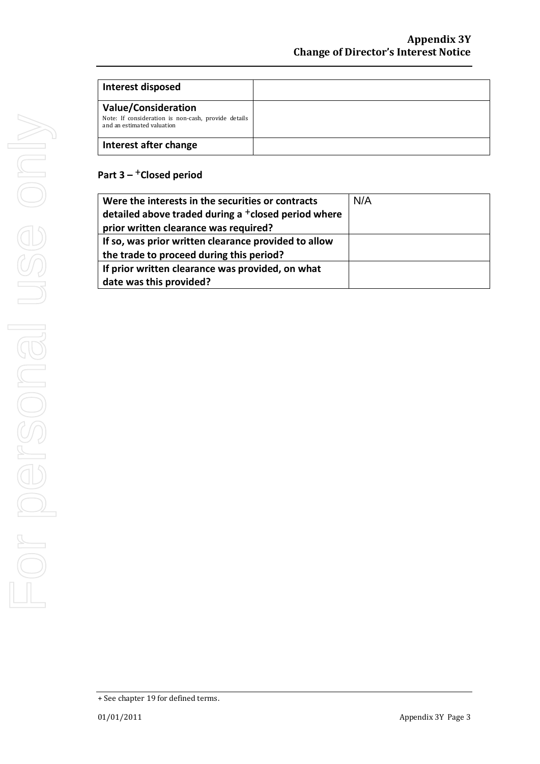| | |
|---|---|
| **Interest disposed** | |
| **Value/Consideration**<br>Note: If consideration is non-cash, provide details and an estimated valuation | |
| **Interest after change** | |

## Part 3 – +Closed period

| | |
|---|---|
| **Were the interests in the securities or contracts detailed above traded during a +closed period where prior written clearance was required?** | N/A |
| **If so, was prior written clearance provided to allow the trade to proceed during this period?** | |
| **If prior written clearance was provided, on what date was this provided?** | |

+ See chapter 19 for defined terms.